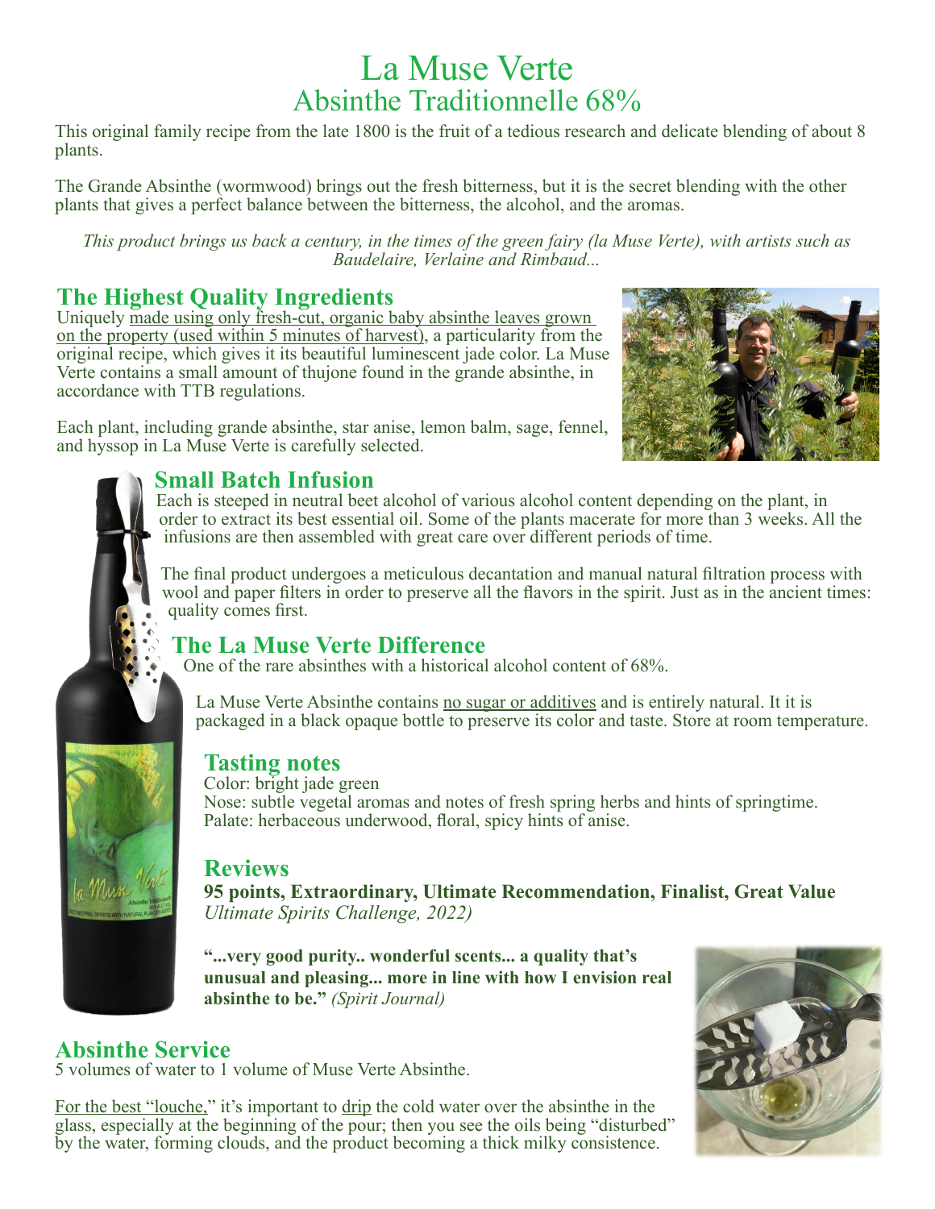# La Muse Verte
## Absinthe Traditionnelle 68%

This original family recipe from the late 1800 is the fruit of a tedious research and delicate blending of about 8 plants.

The Grande Absinthe (wormwood) brings out the fresh bitterness, but it is the secret blending with the other plants that gives a perfect balance between the bitterness, the alcohol, and the aromas.

*This product brings us back a century, in the times of the green fairy (la Muse Verte), with artists such as Baudelaire, Verlaine and Rimbaud...*

## The Highest Quality Ingredients

Uniquely made using only fresh-cut, organic baby absinthe leaves grown on the property (used within 5 minutes of harvest), a particularity from the original recipe, which gives it its beautiful luminescent jade color. La Muse Verte contains a small amount of thujone found in the grande absinthe, in accordance with TTB regulations.

Each plant, including grande absinthe, star anise, lemon balm, sage, fennel, and hyssop in La Muse Verte is carefully selected.

## Small Batch Infusion

Each is steeped in neutral beet alcohol of various alcohol content depending on the plant, in order to extract its best essential oil. Some of the plants macerate for more than 3 weeks. All the infusions are then assembled with great care over different periods of time.

The final product undergoes a meticulous decantation and manual natural filtration process with wool and paper filters in order to preserve all the flavors in the spirit. Just as in the ancient times: quality comes first.

## The La Muse Verte Difference

One of the rare absinthes with a historical alcohol content of 68%.

La Muse Verte Absinthe contains no sugar or additives and is entirely natural. It it is packaged in a black opaque bottle to preserve its color and taste. Store at room temperature.

## Tasting notes

Color: bright jade green
Nose: subtle vegetal aromas and notes of fresh spring herbs and hints of springtime.
Palate: herbaceous underwood, floral, spicy hints of anise.

## Reviews

**95 points, Extraordinary, Ultimate Recommendation, Finalist, Great Value**
*Ultimate Spirits Challenge, 2022)*

**"...very good purity.. wonderful scents... a quality that's unusual and pleasing... more in line with how I envision real absinthe to be."** *(Spirit Journal)*

## Absinthe Service

5 volumes of water to 1 volume of Muse Verte Absinthe.

For the best "louche," it's important to drip the cold water over the absinthe in the glass, especially at the beginning of the pour; then you see the oils being "disturbed" by the water, forming clouds, and the product becoming a thick milky consistence.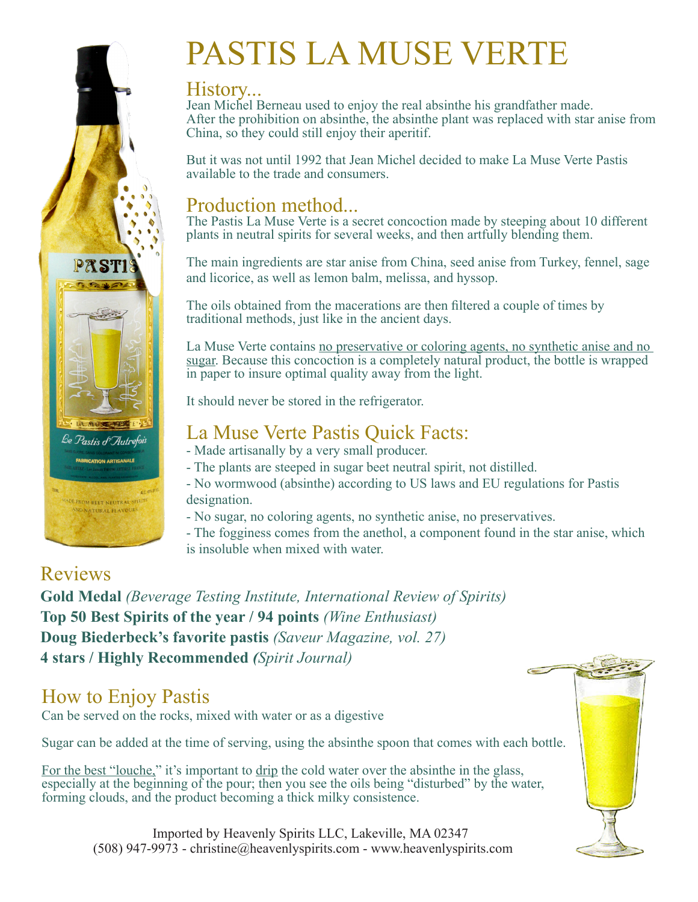# PASTIS LA MUSE VERTE

## History...

Jean Michel Berneau used to enjoy the real absinthe his grandfather made. After the prohibition on absinthe, the absinthe plant was replaced with star anise from China, so they could still enjoy their aperitif.

But it was not until 1992 that Jean Michel decided to make La Muse Verte Pastis available to the trade and consumers.

## Production method...

The Pastis La Muse Verte is a secret concoction made by steeping about 10 different plants in neutral spirits for several weeks, and then artfully blending them.

The main ingredients are star anise from China, seed anise from Turkey, fennel, sage and licorice, as well as lemon balm, melissa, and hyssop.

The oils obtained from the macerations are then filtered a couple of times by traditional methods, just like in the ancient days.

La Muse Verte contains no preservative or coloring agents, no synthetic anise and no sugar. Because this concoction is a completely natural product, the bottle is wrapped in paper to insure optimal quality away from the light.

It should never be stored in the refrigerator.

## La Muse Verte Pastis Quick Facts:

- Made artisanally by a very small producer.
- The plants are steeped in sugar beet neutral spirit, not distilled.
- No wormwood (absinthe) according to US laws and EU regulations for Pastis designation.
- No sugar, no coloring agents, no synthetic anise, no preservatives.
- The fogginess comes from the anethol, a component found in the star anise, which is insoluble when mixed with water.

## Reviews

**Gold Medal** *(Beverage Testing Institute, International Review of Spirits)*
**Top 50 Best Spirits of the year / 94 points** *(Wine Enthusiast)*
**Doug Biederbeck's favorite pastis** *(Saveur Magazine, vol. 27)*
**4 stars / Highly Recommended** *(Spirit Journal)*

## How to Enjoy Pastis

Can be served on the rocks, mixed with water or as a digestive

Sugar can be added at the time of serving, using the absinthe spoon that comes with each bottle.

For the best "louche," it's important to drip the cold water over the absinthe in the glass, especially at the beginning of the pour; then you see the oils being "disturbed" by the water, forming clouds, and the product becoming a thick milky consistence.

Imported by Heavenly Spirits LLC, Lakeville, MA 02347
(508) 947-9973 - christine@heavenlyspirits.com - www.heavenlyspirits.com